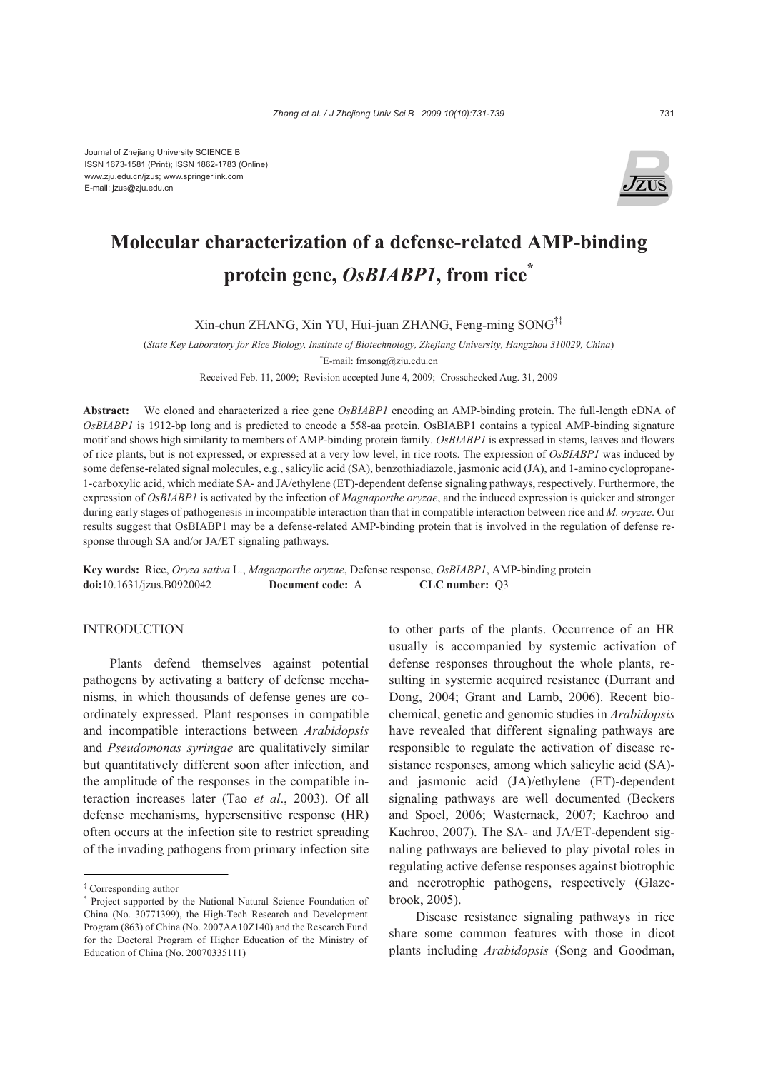Journal of Zhejiang University SCIENCE B
ISSN 1673-1581 (Print); ISSN 1862-1783 (Online)
www.zju.edu.cn/jzus; www.springerlink.com
E-mail: jzus@zju.edu.cn

# Molecular characterization of a defense-related AMP-binding protein gene, *OsBIABP1*, from rice*

Xin-chun ZHANG, Xin YU, Hui-juan ZHANG, Feng-ming SONG[†‡]

(*State Key Laboratory for Rice Biology, Institute of Biotechnology, Zhejiang University, Hangzhou 310029, China*)

[†]E-mail: fmsong@zju.edu.cn

Received Feb. 11, 2009; Revision accepted June 4, 2009; Crosschecked Aug. 31, 2009

**Abstract:** We cloned and characterized a rice gene *OsBIABP1* encoding an AMP-binding protein. The full-length cDNA of *OsBIABP1* is 1912-bp long and is predicted to encode a 558-aa protein. OsBIABP1 contains a typical AMP-binding signature motif and shows high similarity to members of AMP-binding protein family. *OsBIABP1* is expressed in stems, leaves and flowers of rice plants, but is not expressed, or expressed at a very low level, in rice roots. The expression of *OsBIABP1* was induced by some defense-related signal molecules, e.g., salicylic acid (SA), benzothiadiazole, jasmonic acid (JA), and 1-amino cyclopropane-1-carboxylic acid, which mediate SA- and JA/ethylene (ET)-dependent defense signaling pathways, respectively. Furthermore, the expression of *OsBIABP1* is activated by the infection of *Magnaporthe oryzae*, and the induced expression is quicker and stronger during early stages of pathogenesis in incompatible interaction than that in compatible interaction between rice and *M. oryzae*. Our results suggest that OsBIABP1 may be a defense-related AMP-binding protein that is involved in the regulation of defense response through SA and/or JA/ET signaling pathways.

**Key words:** Rice, *Oryza sativa* L., *Magnaporthe oryzae*, Defense response, *OsBIABP1*, AMP-binding protein
**doi:**10.1631/jzus.B0920042 **Document code:** A **CLC number:** Q3

## INTRODUCTION

Plants defend themselves against potential pathogens by activating a battery of defense mechanisms, in which thousands of defense genes are coordinately expressed. Plant responses in compatible and incompatible interactions between *Arabidopsis* and *Pseudomonas syringae* are qualitatively similar but quantitatively different soon after infection, and the amplitude of the responses in the compatible interaction increases later (Tao *et al*., 2003). Of all defense mechanisms, hypersensitive response (HR) often occurs at the infection site to restrict spreading of the invading pathogens from primary infection site to other parts of the plants. Occurrence of an HR usually is accompanied by systemic activation of defense responses throughout the whole plants, resulting in systemic acquired resistance (Durrant and Dong, 2004; Grant and Lamb, 2006). Recent biochemical, genetic and genomic studies in *Arabidopsis* have revealed that different signaling pathways are responsible to regulate the activation of disease resistance responses, among which salicylic acid (SA)- and jasmonic acid (JA)/ethylene (ET)-dependent signaling pathways are well documented (Beckers and Spoel, 2006; Wasternack, 2007; Kachroo and Kachroo, 2007). The SA- and JA/ET-dependent signaling pathways are believed to play pivotal roles in regulating active defense responses against biotrophic and necrotrophic pathogens, respectively (Glazebrook, 2005).

Disease resistance signaling pathways in rice share some common features with those in dicot plants including *Arabidopsis* (Song and Goodman,

---

‡ Corresponding author

\* Project supported by the National Natural Science Foundation of China (No. 30771399), the High-Tech Research and Development Program (863) of China (No. 2007AA10Z140) and the Research Fund for the Doctoral Program of Higher Education of the Ministry of Education of China (No. 20070335111)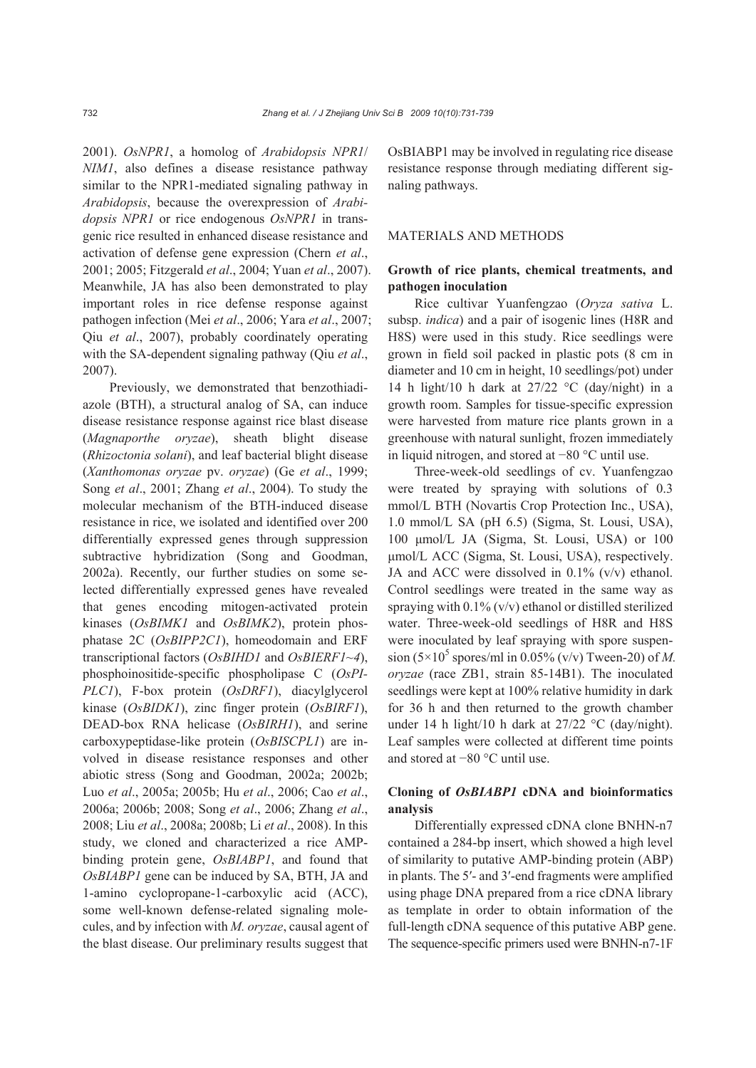2001). *OsNPR1*, a homolog of *Arabidopsis NPR1*/*NIM1*, also defines a disease resistance pathway similar to the NPR1-mediated signaling pathway in *Arabidopsis*, because the overexpression of *Arabidopsis NPR1* or rice endogenous *OsNPR1* in transgenic rice resulted in enhanced disease resistance and activation of defense gene expression (Chern *et al*., 2001; 2005; Fitzgerald *et al*., 2004; Yuan *et al*., 2007). Meanwhile, JA has also been demonstrated to play important roles in rice defense response against pathogen infection (Mei *et al*., 2006; Yara *et al*., 2007; Qiu *et al*., 2007), probably coordinately operating with the SA-dependent signaling pathway (Qiu *et al*., 2007).

Previously, we demonstrated that benzothiadiazole (BTH), a structural analog of SA, can induce disease resistance response against rice blast disease (*Magnaporthe oryzae*), sheath blight disease (*Rhizoctonia solani*), and leaf bacterial blight disease (*Xanthomonas oryzae* pv. *oryzae*) (Ge *et al*., 1999; Song *et al*., 2001; Zhang *et al*., 2004). To study the molecular mechanism of the BTH-induced disease resistance in rice, we isolated and identified over 200 differentially expressed genes through suppression subtractive hybridization (Song and Goodman, 2002a). Recently, our further studies on some selected differentially expressed genes have revealed that genes encoding mitogen-activated protein kinases (*OsBIMK1* and *OsBIMK2*), protein phosphatase 2C (*OsBIPP2C1*), homeodomain and ERF transcriptional factors (*OsBIHD1* and *OsBIERF1~4*), phosphoinositide-specific phospholipase C (*OsPI-PLC1*), F-box protein (*OsDRF1*), diacylglycerol kinase (*OsBIDK1*), zinc finger protein (*OsBIRF1*), DEAD-box RNA helicase (*OsBIRH1*), and serine carboxypeptidase-like protein (*OsBISCPL1*) are involved in disease resistance responses and other abiotic stress (Song and Goodman, 2002a; 2002b; Luo *et al*., 2005a; 2005b; Hu *et al*., 2006; Cao *et al*., 2006a; 2006b; 2008; Song *et al*., 2006; Zhang *et al*., 2008; Liu *et al*., 2008a; 2008b; Li *et al*., 2008). In this study, we cloned and characterized a rice AMP-binding protein gene, *OsBIABP1*, and found that *OsBIABP1* gene can be induced by SA, BTH, JA and 1-amino cyclopropane-1-carboxylic acid (ACC), some well-known defense-related signaling molecules, and by infection with *M. oryzae*, causal agent of the blast disease. Our preliminary results suggest that OsBIABP1 may be involved in regulating rice disease resistance response through mediating different signaling pathways.

## MATERIALS AND METHODS

### Growth of rice plants, chemical treatments, and pathogen inoculation

Rice cultivar Yuanfengzao (*Oryza sativa* L. subsp. *indica*) and a pair of isogenic lines (H8R and H8S) were used in this study. Rice seedlings were grown in field soil packed in plastic pots (8 cm in diameter and 10 cm in height, 10 seedlings/pot) under 14 h light/10 h dark at 27/22 °C (day/night) in a growth room. Samples for tissue-specific expression were harvested from mature rice plants grown in a greenhouse with natural sunlight, frozen immediately in liquid nitrogen, and stored at −80 °C until use.

Three-week-old seedlings of cv. Yuanfengzao were treated by spraying with solutions of 0.3 mmol/L BTH (Novartis Crop Protection Inc., USA), 1.0 mmol/L SA (pH 6.5) (Sigma, St. Lousi, USA), 100 μmol/L JA (Sigma, St. Lousi, USA) or 100 μmol/L ACC (Sigma, St. Lousi, USA), respectively. JA and ACC were dissolved in 0.1% (v/v) ethanol. Control seedlings were treated in the same way as spraying with 0.1% (v/v) ethanol or distilled sterilized water. Three-week-old seedlings of H8R and H8S were inoculated by leaf spraying with spore suspension ($5\times10^5$ spores/ml in 0.05% (v/v) Tween-20) of *M. oryzae* (race ZB1, strain 85-14B1). The inoculated seedlings were kept at 100% relative humidity in dark for 36 h and then returned to the growth chamber under 14 h light/10 h dark at 27/22 °C (day/night). Leaf samples were collected at different time points and stored at −80 °C until use.

### Cloning of *OsBIABP1* cDNA and bioinformatics analysis

Differentially expressed cDNA clone BNHN-n7 contained a 284-bp insert, which showed a high level of similarity to putative AMP-binding protein (ABP) in plants. The 5′- and 3′-end fragments were amplified using phage DNA prepared from a rice cDNA library as template in order to obtain information of the full-length cDNA sequence of this putative ABP gene. The sequence-specific primers used were BNHN-n7-1F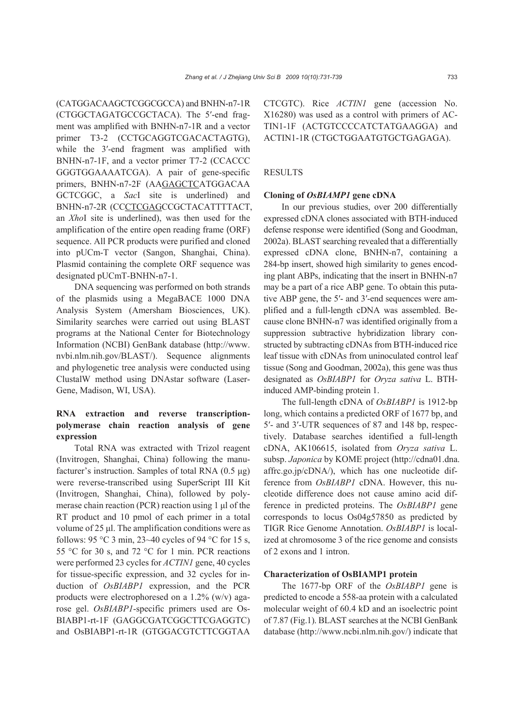(CATGGACAAGCTCGGCGCCA) and BNHN-n7-1R (CTGGCTAGATGCCGCTACA). The 5′-end fragment was amplified with BNHN-n7-1R and a vector primer T3-2 (CCTGCAGGTCGACACTAGTG), while the 3′-end fragment was amplified with BNHN-n7-1F, and a vector primer T7-2 (CCACCC GGGTGGAAAATCGA). A pair of gene-specific primers, BNHN-n7-2F (AAGAGCTCATGGACAA GCTCGGC, a *Sac*I site is underlined) and BNHN-n7-2R (CCCTCGAGCCGCTACATTTTACT, an *Xho*I site is underlined), was then used for the amplification of the entire open reading frame (ORF) sequence. All PCR products were purified and cloned into pUCm-T vector (Sangon, Shanghai, China). Plasmid containing the complete ORF sequence was designated pUCmT-BNHN-n7-1.

DNA sequencing was performed on both strands of the plasmids using a MegaBACE 1000 DNA Analysis System (Amersham Biosciences, UK). Similarity searches were carried out using BLAST programs at the National Center for Biotechnology Information (NCBI) GenBank database (http://www.nvbi.nlm.nih.gov/BLAST/). Sequence alignments and phylogenetic tree analysis were conducted using ClustalW method using DNAstar software (LaserGene, Madison, WI, USA).

### RNA extraction and reverse transcription-polymerase chain reaction analysis of gene expression

Total RNA was extracted with Trizol reagent (Invitrogen, Shanghai, China) following the manufacturer's instruction. Samples of total RNA (0.5 μg) were reverse-transcribed using SuperScript III Kit (Invitrogen, Shanghai, China), followed by polymerase chain reaction (PCR) reaction using 1 μl of the RT product and 10 pmol of each primer in a total volume of 25 μl. The amplification conditions were as follows: 95 °C 3 min, 23~40 cycles of 94 °C for 15 s, 55 °C for 30 s, and 72 °C for 1 min. PCR reactions were performed 23 cycles for *ACTIN1* gene, 40 cycles for tissue-specific expression, and 32 cycles for induction of *OsBIABP1* expression, and the PCR products were electrophoresed on a 1.2% (w/v) agarose gel. *OsBIABP1*-specific primers used are OsBIABP1-rt-1F (GAGGCGATCGGCTTCGAGGTC) and OsBIABP1-rt-1R (GTGGACGTCTTCGGTAA CTCGTC). Rice *ACTIN1* gene (accession No. X16280) was used as a control with primers of ACTIN1-1F (ACTGTCCCCATCTATGAAGGA) and ACTIN1-1R (CTGCTGGAATGTGCTGAGAGA).

## RESULTS

### Cloning of *OsBIAMP1* gene cDNA

In our previous studies, over 200 differentially expressed cDNA clones associated with BTH-induced defense response were identified (Song and Goodman, 2002a). BLAST searching revealed that a differentially expressed cDNA clone, BNHN-n7, containing a 284-bp insert, showed high similarity to genes encoding plant ABPs, indicating that the insert in BNHN-n7 may be a part of a rice ABP gene. To obtain this putative ABP gene, the 5′- and 3′-end sequences were amplified and a full-length cDNA was assembled. Because clone BNHN-n7 was identified originally from a suppression subtractive hybridization library constructed by subtracting cDNAs from BTH-induced rice leaf tissue with cDNAs from uninoculated control leaf tissue (Song and Goodman, 2002a), this gene was thus designated as *OsBIABP1* for *Oryza sativa* L. BTH-induced AMP-binding protein 1.

The full-length cDNA of *OsBIABP1* is 1912-bp long, which contains a predicted ORF of 1677 bp, and 5′- and 3′-UTR sequences of 87 and 148 bp, respectively. Database searches identified a full-length cDNA, AK106615, isolated from *Oryza sativa* L. subsp. *Japonica* by KOME project (http://cdna01.dna.affrc.go.jp/cDNA/), which has one nucleotide difference from *OsBIABP1* cDNA. However, this nucleotide difference does not cause amino acid difference in predicted proteins. The *OsBIABP1* gene corresponds to locus Os04g57850 as predicted by TIGR Rice Genome Annotation. *OsBIABP1* is localized at chromosome 3 of the rice genome and consists of 2 exons and 1 intron.

### Characterization of OsBIAMP1 protein

The 1677-bp ORF of the *OsBIABP1* gene is predicted to encode a 558-aa protein with a calculated molecular weight of 60.4 kD and an isoelectric point of 7.87 (Fig.1). BLAST searches at the NCBI GenBank database (http://www.ncbi.nlm.nih.gov/) indicate that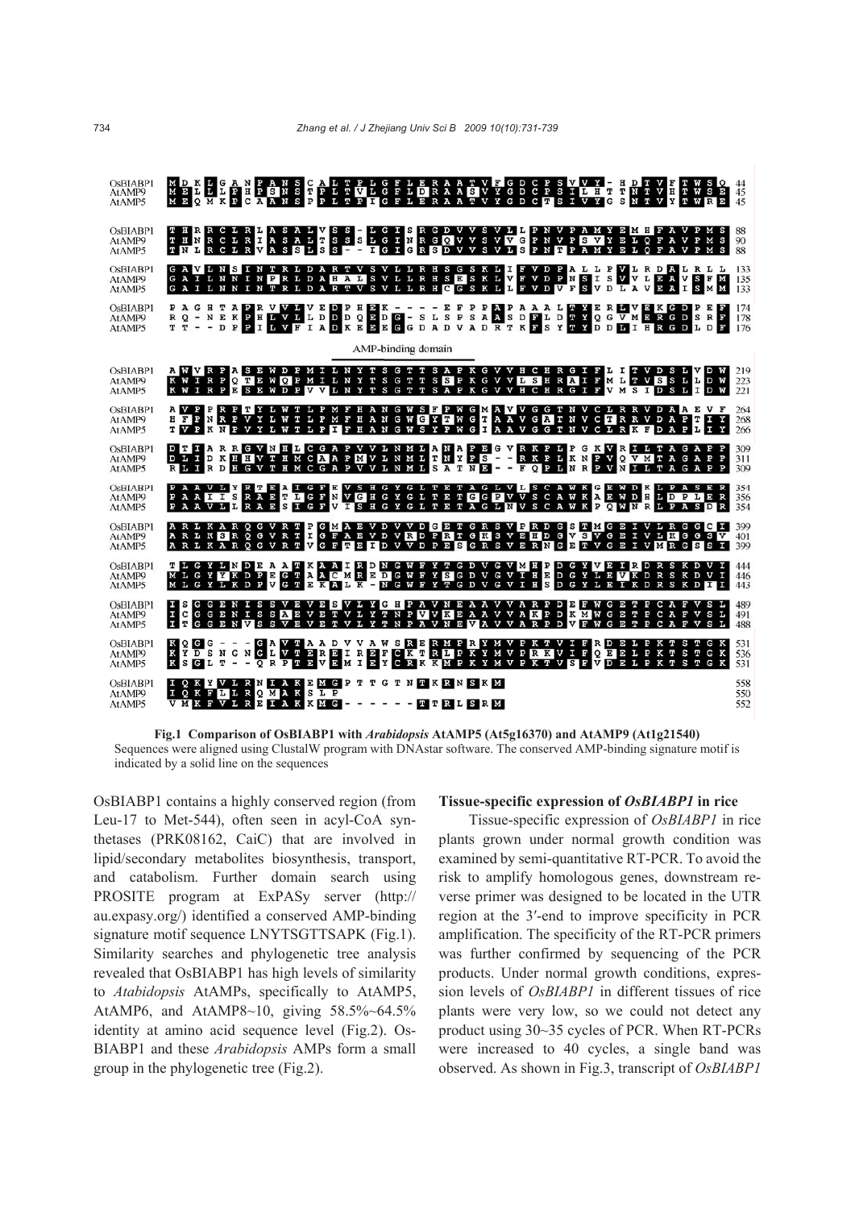**Fig.1 Comparison of OsBIABP1 with *Arabidopsis* AtAMP5 (At5g16370) and AtAMP9 (At1g21540)**
Sequences were aligned using ClustalW program with DNAstar software. The conserved AMP-binding signature motif is indicated by a solid line on the sequences

OsBIABP1 contains a highly conserved region (from Leu-17 to Met-544), often seen in acyl-CoA synthetases (PRK08162, CaiC) that are involved in lipid/secondary metabolites biosynthesis, transport, and catabolism. Further domain search using PROSITE program at ExPASy server (http://au.expasy.org/) identified a conserved AMP-binding signature motif sequence LNYTSGTTSAPK (Fig.1). Similarity searches and phylogenetic tree analysis revealed that OsBIABP1 has high levels of similarity to *Atabidopsis* AtAMPs, specifically to AtAMP5, AtAMP6, and AtAMP8~10, giving 58.5%~64.5% identity at amino acid sequence level (Fig.2). OsBIABP1 and these *Arabidopsis* AMPs form a small group in the phylogenetic tree (Fig.2).

### Tissue-specific expression of *OsBIABP1* in rice

Tissue-specific expression of *OsBIABP1* in rice plants grown under normal growth condition was examined by semi-quantitative RT-PCR. To avoid the risk to amplify homologous genes, downstream reverse primer was designed to be located in the UTR region at the 3′-end to improve specificity in PCR amplification. The specificity of the RT-PCR primers was further confirmed by sequencing of the PCR products. Under normal growth conditions, expression levels of *OsBIABP1* in different tissues of rice plants were very low, so we could not detect any product using 30~35 cycles of PCR. When RT-PCRs were increased to 40 cycles, a single band was observed. As shown in Fig.3, transcript of *OsBIABP1*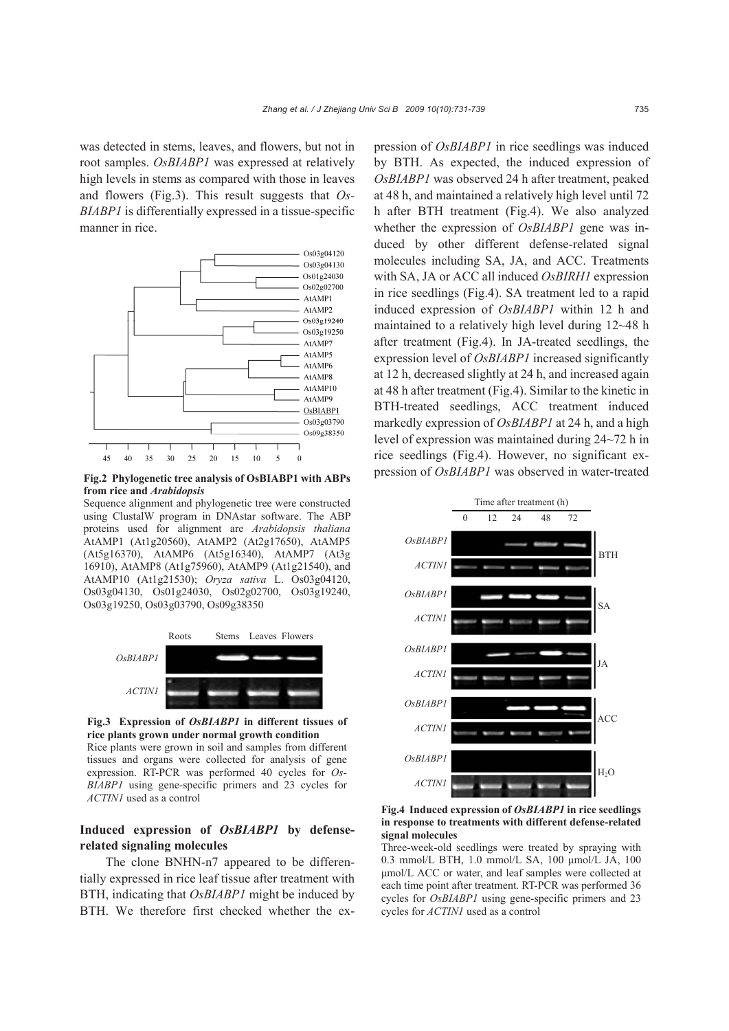was detected in stems, leaves, and flowers, but not in root samples. *OsBIABP1* was expressed at relatively high levels in stems as compared with those in leaves and flowers (Fig.3). This result suggests that *OsBIABP1* is differentially expressed in a tissue-specific manner in rice.

**Fig.2 Phylogenetic tree analysis of OsBIABP1 with ABPs from rice and *Arabidopsis***

Sequence alignment and phylogenetic tree were constructed using ClustalW program in DNAstar software. The ABP proteins used for alignment are *Arabidopsis thaliana* AtAMP1 (At1g20560), AtAMP2 (At2g17650), AtAMP5 (At5g16370), AtAMP6 (At5g16340), AtAMP7 (At3g16910), AtAMP8 (At1g75960), AtAMP9 (At1g21540), and AtAMP10 (At1g21530); *Oryza sativa* L. Os03g04120, Os03g04130, Os01g24030, Os02g02700, Os03g19240, Os03g19250, Os03g03790, Os09g38350

**Fig.3 Expression of *OsBIABP1* in different tissues of rice plants grown under normal growth condition**

Rice plants were grown in soil and samples from different tissues and organs were collected for analysis of gene expression. RT-PCR was performed 40 cycles for *OsBIABP1* using gene-specific primers and 23 cycles for *ACTIN1* used as a control

### Induced expression of *OsBIABP1* by defense-related signaling molecules

The clone BNHN-n7 appeared to be differentially expressed in rice leaf tissue after treatment with BTH, indicating that *OsBIABP1* might be induced by BTH. We therefore first checked whether the expression of *OsBIABP1* in rice seedlings was induced by BTH. As expected, the induced expression of *OsBIABP1* was observed 24 h after treatment, peaked at 48 h, and maintained a relatively high level until 72 h after BTH treatment (Fig.4). We also analyzed whether the expression of *OsBIABP1* gene was induced by other different defense-related signal molecules including SA, JA, and ACC. Treatments with SA, JA or ACC all induced *OsBIRH1* expression in rice seedlings (Fig.4). SA treatment led to a rapid induced expression of *OsBIABP1* within 12 h and maintained to a relatively high level during 12~48 h after treatment (Fig.4). In JA-treated seedlings, the expression level of *OsBIABP1* increased significantly at 12 h, decreased slightly at 24 h, and increased again at 48 h after treatment (Fig.4). Similar to the kinetic in BTH-treated seedlings, ACC treatment induced markedly expression of *OsBIABP1* at 24 h, and a high level of expression was maintained during 24~72 h in rice seedlings (Fig.4). However, no significant expression of *OsBIABP1* was observed in water-treated

**Fig.4 Induced expression of *OsBIABP1* in rice seedlings in response to treatments with different defense-related signal molecules**

Three-week-old seedlings were treated by spraying with 0.3 mmol/L BTH, 1.0 mmol/L SA, 100 μmol/L JA, 100 μmol/L ACC or water, and leaf samples were collected at each time point after treatment. RT-PCR was performed 36 cycles for *OsBIABP1* using gene-specific primers and 23 cycles for *ACTIN1* used as a control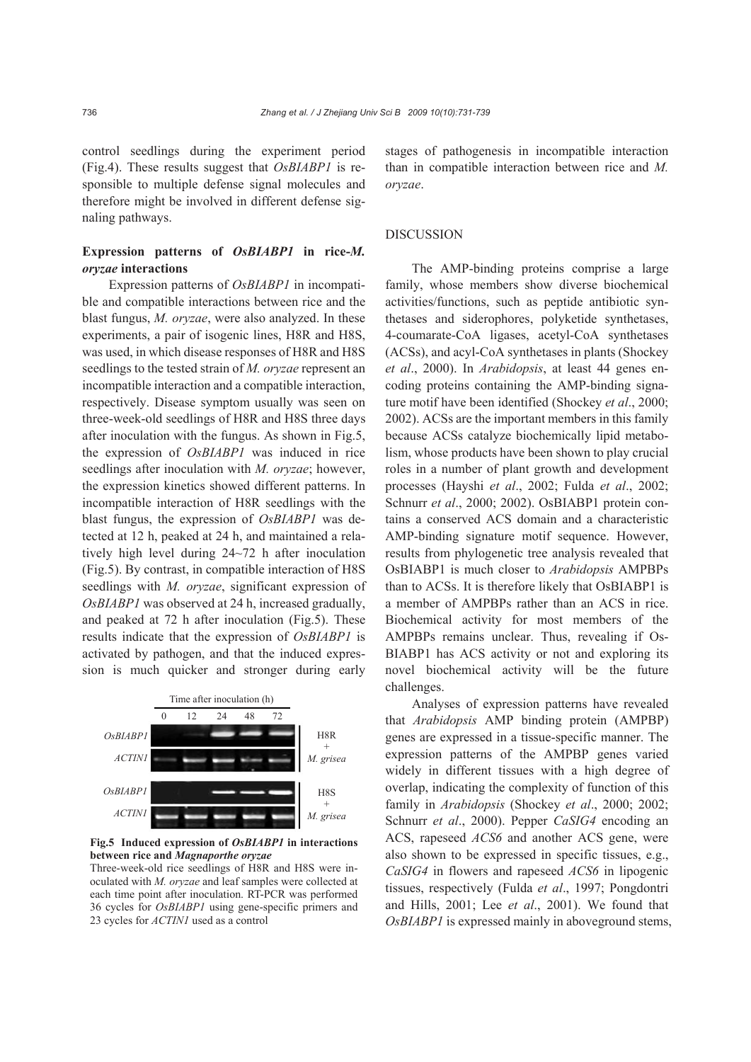control seedlings during the experiment period (Fig.4). These results suggest that *OsBIABP1* is responsible to multiple defense signal molecules and therefore might be involved in different defense signaling pathways.

### Expression patterns of *OsBIABP1* in rice-*M. oryzae* interactions

Expression patterns of *OsBIABP1* in incompatible and compatible interactions between rice and the blast fungus, *M. oryzae*, were also analyzed. In these experiments, a pair of isogenic lines, H8R and H8S, was used, in which disease responses of H8R and H8S seedlings to the tested strain of *M. oryzae* represent an incompatible interaction and a compatible interaction, respectively. Disease symptom usually was seen on three-week-old seedlings of H8R and H8S three days after inoculation with the fungus. As shown in Fig.5, the expression of *OsBIABP1* was induced in rice seedlings after inoculation with *M. oryzae*; however, the expression kinetics showed different patterns. In incompatible interaction of H8R seedlings with the blast fungus, the expression of *OsBIABP1* was detected at 12 h, peaked at 24 h, and maintained a relatively high level during 24~72 h after inoculation (Fig.5). By contrast, in compatible interaction of H8S seedlings with *M. oryzae*, significant expression of *OsBIABP1* was observed at 24 h, increased gradually, and peaked at 72 h after inoculation (Fig.5). These results indicate that the expression of *OsBIABP1* is activated by pathogen, and that the induced expression is much quicker and stronger during early stages of pathogenesis in incompatible interaction than in compatible interaction between rice and *M. oryzae*.

**Fig.5 Induced expression of *OsBIABP1* in interactions between rice and *Magnaporthe oryzae***

Three-week-old rice seedlings of H8R and H8S were inoculated with *M. oryzae* and leaf samples were collected at each time point after inoculation. RT-PCR was performed 36 cycles for *OsBIABP1* using gene-specific primers and 23 cycles for *ACTIN1* used as a control

## DISCUSSION

The AMP-binding proteins comprise a large family, whose members show diverse biochemical activities/functions, such as peptide antibiotic synthetases and siderophores, polyketide synthetases, 4-coumarate-CoA ligases, acetyl-CoA synthetases (ACSs), and acyl-CoA synthetases in plants (Shockey *et al*., 2000). In *Arabidopsis*, at least 44 genes encoding proteins containing the AMP-binding signature motif have been identified (Shockey *et al*., 2000; 2002). ACSs are the important members in this family because ACSs catalyze biochemically lipid metabolism, whose products have been shown to play crucial roles in a number of plant growth and development processes (Hayshi *et al*., 2002; Fulda *et al*., 2002; Schnurr *et al*., 2000; 2002). OsBIABP1 protein contains a conserved ACS domain and a characteristic AMP-binding signature motif sequence. However, results from phylogenetic tree analysis revealed that OsBIABP1 is much closer to *Arabidopsis* AMPBPs than to ACSs. It is therefore likely that OsBIABP1 is a member of AMPBPs rather than an ACS in rice. Biochemical activity for most members of the AMPBPs remains unclear. Thus, revealing if OsBIABP1 has ACS activity or not and exploring its novel biochemical activity will be the future challenges.

Analyses of expression patterns have revealed that *Arabidopsis* AMP binding protein (AMPBP) genes are expressed in a tissue-specific manner. The expression patterns of the AMPBP genes varied widely in different tissues with a high degree of overlap, indicating the complexity of function of this family in *Arabidopsis* (Shockey *et al*., 2000; 2002; Schnurr *et al*., 2000). Pepper *CaSIG4* encoding an ACS, rapeseed *ACS6* and another ACS gene, were also shown to be expressed in specific tissues, e.g., *CaSIG4* in flowers and rapeseed *ACS6* in lipogenic tissues, respectively (Fulda *et al*., 1997; Pongdontri and Hills, 2001; Lee *et al*., 2001). We found that *OsBIABP1* is expressed mainly in aboveground stems,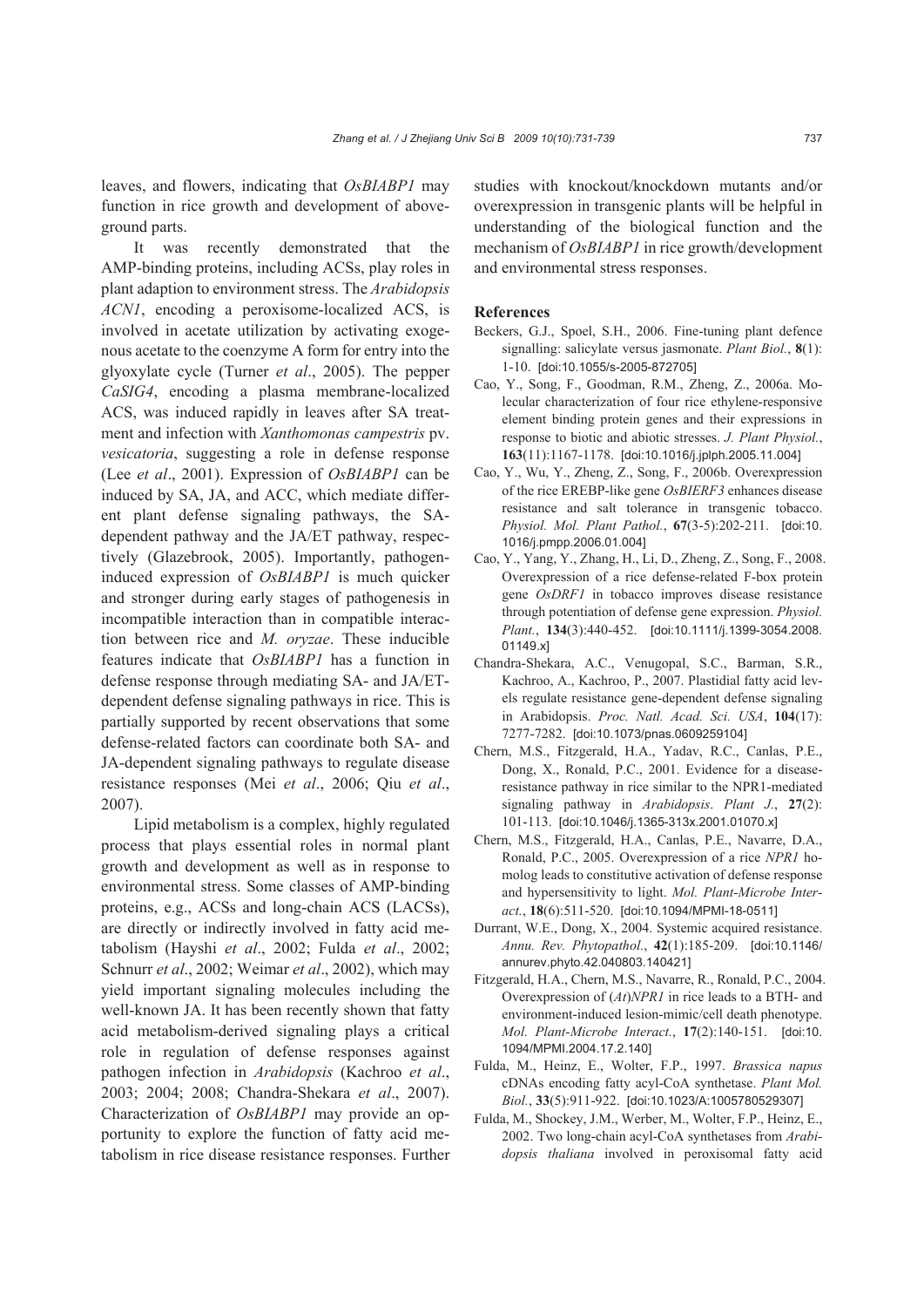leaves, and flowers, indicating that *OsBIABP1* may function in rice growth and development of aboveground parts.

It was recently demonstrated that the AMP-binding proteins, including ACSs, play roles in plant adaption to environment stress. The *Arabidopsis ACN1*, encoding a peroxisome-localized ACS, is involved in acetate utilization by activating exogenous acetate to the coenzyme A form for entry into the glyoxylate cycle (Turner *et al*., 2005). The pepper *CaSIG4*, encoding a plasma membrane-localized ACS, was induced rapidly in leaves after SA treatment and infection with *Xanthomonas campestris* pv. *vesicatoria*, suggesting a role in defense response (Lee *et al*., 2001). Expression of *OsBIABP1* can be induced by SA, JA, and ACC, which mediate different plant defense signaling pathways, the SA-dependent pathway and the JA/ET pathway, respectively (Glazebrook, 2005). Importantly, pathogen-induced expression of *OsBIABP1* is much quicker and stronger during early stages of pathogenesis in incompatible interaction than in compatible interaction between rice and *M. oryzae*. These inducible features indicate that *OsBIABP1* has a function in defense response through mediating SA- and JA/ET-dependent defense signaling pathways in rice. This is partially supported by recent observations that some defense-related factors can coordinate both SA- and JA-dependent signaling pathways to regulate disease resistance responses (Mei *et al*., 2006; Qiu *et al*., 2007).

Lipid metabolism is a complex, highly regulated process that plays essential roles in normal plant growth and development as well as in response to environmental stress. Some classes of AMP-binding proteins, e.g., ACSs and long-chain ACS (LACSs), are directly or indirectly involved in fatty acid metabolism (Hayshi *et al*., 2002; Fulda *et al*., 2002; Schnurr *et al*., 2002; Weimar *et al*., 2002), which may yield important signaling molecules including the well-known JA. It has been recently shown that fatty acid metabolism-derived signaling plays a critical role in regulation of defense responses against pathogen infection in *Arabidopsis* (Kachroo *et al*., 2003; 2004; 2008; Chandra-Shekara *et al*., 2007). Characterization of *OsBIABP1* may provide an opportunity to explore the function of fatty acid metabolism in rice disease resistance responses. Further studies with knockout/knockdown mutants and/or overexpression in transgenic plants will be helpful in understanding of the biological function and the mechanism of *OsBIABP1* in rice growth/development and environmental stress responses.

## References

Beckers, G.J., Spoel, S.H., 2006. Fine-tuning plant defence signalling: salicylate versus jasmonate. *Plant Biol.*, **8**(1): 1-10. [doi:10.1055/s-2005-872705]

Cao, Y., Song, F., Goodman, R.M., Zheng, Z., 2006a. Molecular characterization of four rice ethylene-responsive element binding protein genes and their expressions in response to biotic and abiotic stresses. *J. Plant Physiol.*, **163**(11):1167-1178. [doi:10.1016/j.jplph.2005.11.004]

Cao, Y., Wu, Y., Zheng, Z., Song, F., 2006b. Overexpression of the rice EREBP-like gene *OsBIERF3* enhances disease resistance and salt tolerance in transgenic tobacco. *Physiol. Mol. Plant Pathol.*, **67**(3-5):202-211. [doi:10.1016/j.pmpp.2006.01.004]

Cao, Y., Yang, Y., Zhang, H., Li, D., Zheng, Z., Song, F., 2008. Overexpression of a rice defense-related F-box protein gene *OsDRF1* in tobacco improves disease resistance through potentiation of defense gene expression. *Physiol. Plant.*, **134**(3):440-452. [doi:10.1111/j.1399-3054.2008.01149.x]

Chandra-Shekara, A.C., Venugopal, S.C., Barman, S.R., Kachroo, A., Kachroo, P., 2007. Plastidial fatty acid levels regulate resistance gene-dependent defense signaling in Arabidopsis. *Proc. Natl. Acad. Sci. USA*, **104**(17): 7277-7282. [doi:10.1073/pnas.0609259104]

Chern, M.S., Fitzgerald, H.A., Yadav, R.C., Canlas, P.E., Dong, X., Ronald, P.C., 2001. Evidence for a disease-resistance pathway in rice similar to the NPR1-mediated signaling pathway in *Arabidopsis*. *Plant J.*, **27**(2): 101-113. [doi:10.1046/j.1365-313x.2001.01070.x]

Chern, M.S., Fitzgerald, H.A., Canlas, P.E., Navarre, D.A., Ronald, P.C., 2005. Overexpression of a rice *NPR1* homolog leads to constitutive activation of defense response and hypersensitivity to light. *Mol. Plant-Microbe Interact.*, **18**(6):511-520. [doi:10.1094/MPMI-18-0511]

Durrant, W.E., Dong, X., 2004. Systemic acquired resistance. *Annu. Rev. Phytopathol.*, **42**(1):185-209. [doi:10.1146/annurev.phyto.42.040803.140421]

Fitzgerald, H.A., Chern, M.S., Navarre, R., Ronald, P.C., 2004. Overexpression of (*At*)*NPR1* in rice leads to a BTH- and environment-induced lesion-mimic/cell death phenotype. *Mol. Plant-Microbe Interact.*, **17**(2):140-151. [doi:10.1094/MPMI.2004.17.2.140]

Fulda, M., Heinz, E., Wolter, F.P., 1997. *Brassica napus* cDNAs encoding fatty acyl-CoA synthetase. *Plant Mol. Biol.*, **33**(5):911-922. [doi:10.1023/A:1005780529307]

Fulda, M., Shockey, J.M., Werber, M., Wolter, F.P., Heinz, E., 2002. Two long-chain acyl-CoA synthetases from *Arabidopsis thaliana* involved in peroxisomal fatty acid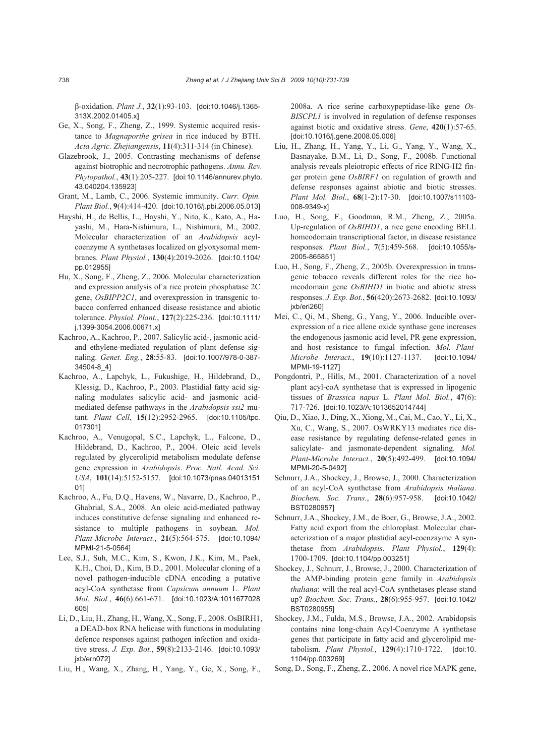β-oxidation. *Plant J.*, **32**(1):93-103. [doi:10.1046/j.1365-313X.2002.01405.x]

Ge, X., Song, F., Zheng, Z., 1999. Systemic acquired resistance to *Magnaporthe grisea* in rice induced by BTH. *Acta Agric. Zhejiangensis*, **11**(4):311-314 (in Chinese).

Glazebrook, J., 2005. Contrasting mechanisms of defense against biotrophic and necrotrophic pathogens. *Annu. Rev. Phytopathol.*, **43**(1):205-227. [doi:10.1146/annurev.phyto.43.040204.135923]

Grant, M., Lamb, C., 2006. Systemic immunity. *Curr. Opin. Plant Biol.*, **9**(4):414-420. [doi:10.1016/j.pbi.2006.05.013]

Hayshi, H., de Bellis, L., Hayshi, Y., Nito, K., Kato, A., Hayashi, M., Hara-Nishimura, L., Nishimura, M., 2002. Molecular characterization of an *Arabidopsis* acyl-coenzyme A synthetases localized on glyoxysomal membranes. *Plant Physiol.*, **130**(4):2019-2026. [doi:10.1104/pp.012955]

Hu, X., Song, F., Zheng, Z., 2006. Molecular characterization and expression analysis of a rice protein phosphatase 2C gene, *OsBIPP2C1*, and overexpression in transgenic tobacco conferred enhanced disease resistance and abiotic tolerance. *Physiol. Plant.*, **127**(2):225-236. [doi:10.1111/j.1399-3054.2006.00671.x]

Kachroo, A., Kachroo, P., 2007. Salicylic acid-, jasmonic acid- and ethylene-mediated regulation of plant defense signaling. *Genet. Eng.*, **28**:55-83. [doi:10.1007/978-0-387-34504-8_4]

Kachroo, A., Lapchyk, L., Fukushige, H., Hildebrand, D., Klessig, D., Kachroo, P., 2003. Plastidial fatty acid signaling modulates salicylic acid- and jasmonic acid-mediated defense pathways in the *Arabidopsis ssi2* mutant. *Plant Cell*, **15**(12):2952-2965. [doi:10.1105/tpc.017301]

Kachroo, A., Venugopal, S.C., Lapchyk, L., Falcone, D., Hildebrand, D., Kachroo, P., 2004. Oleic acid levels regulated by glycerolipid metabolism modulate defense gene expression in *Arabidopsis*. *Proc. Natl. Acad. Sci. USA*, **101**(14):5152-5157. [doi:10.1073/pnas.0401315101]

Kachroo, A., Fu, D.Q., Havens, W., Navarre, D., Kachroo, P., Ghabrial, S.A., 2008. An oleic acid-mediated pathway induces constitutive defense signaling and enhanced resistance to multiple pathogens in soybean. *Mol. Plant-Microbe Interact.*, **21**(5):564-575. [doi:10.1094/MPMI-21-5-0564]

Lee, S.J., Suh, M.C., Kim, S., Kwon, J.K., Kim, M., Paek, K.H., Choi, D., Kim, B.D., 2001. Molecular cloning of a novel pathogen-inducible cDNA encoding a putative acyl-CoA synthetase from *Capsicum annuum* L. *Plant Mol. Biol.*, **46**(6):661-671. [doi:10.1023/A:1011677028605]

Li, D., Liu, H., Zhang, H., Wang, X., Song, F., 2008. OsBIRH1, a DEAD-box RNA helicase with functions in modulating defence responses against pathogen infection and oxidative stress. *J. Exp. Bot.*, **59**(8):2133-2146. [doi:10.1093/jxb/ern072]

Liu, H., Wang, X., Zhang, H., Yang, Y., Ge, X., Song, F., 2008a. A rice serine carboxypeptidase-like gene *OsBISCPL1* is involved in regulation of defense responses against biotic and oxidative stress. *Gene*, **420**(1):57-65. [doi:10.1016/j.gene.2008.05.006]

Liu, H., Zhang, H., Yang, Y., Li, G., Yang, Y., Wang, X., Basnayake, B.M., Li, D., Song, F., 2008b. Functional analysis reveals pleiotropic effects of rice RING-H2 finger protein gene *OsBIRF1* on regulation of growth and defense responses against abiotic and biotic stresses. *Plant Mol. Biol.*, **68**(1-2):17-30. [doi:10.1007/s11103-008-9349-x]

Luo, H., Song, F., Goodman, R.M., Zheng, Z., 2005a. Up-regulation of *OsBIHD1*, a rice gene encoding BELL homeodomain transcriptional factor, in disease resistance responses. *Plant Biol.*, **7**(5):459-568. [doi:10.1055/s-2005-865851]

Luo, H., Song, F., Zheng, Z., 2005b. Overexpression in transgenic tobacco reveals different roles for the rice homeodomain gene *OsBIHD1* in biotic and abiotic stress responses. *J. Exp. Bot.*, **56**(420):2673-2682. [doi:10.1093/jxb/eri260]

Mei, C., Qi, M., Sheng, G., Yang, Y., 2006. Inducible overexpression of a rice allene oxide synthase gene increases the endogenous jasmonic acid level, PR gene expression, and host resistance to fungal infection. *Mol. Plant-Microbe Interact.*, **19**(10):1127-1137. [doi:10.1094/MPMI-19-1127]

Pongdontri, P., Hills, M., 2001. Characterization of a novel plant acyl-coA synthetase that is expressed in lipogenic tissues of *Brassica napus* L. *Plant Mol. Biol.*, **47**(6):717-726. [doi:10.1023/A:1013652014744]

Qiu, D., Xiao, J., Ding, X., Xiong, M., Cai, M., Cao, Y., Li, X., Xu, C., Wang, S., 2007. OsWRKY13 mediates rice disease resistance by regulating defense-related genes in salicylate- and jasmonate-dependent signaling. *Mol. Plant-Microbe Interact.*, **20**(5):492-499. [doi:10.1094/MPMI-20-5-0492]

Schnurr, J.A., Shockey, J., Browse, J., 2000. Characterization of an acyl-CoA synthetase from *Arabidopsis thaliana*. *Biochem. Soc. Trans.*, **28**(6):957-958. [doi:10.1042/BST0280957]

Schnurr, J.A., Shockey, J.M., de Boer, G., Browse, J.A., 2002. Fatty acid export from the chloroplast. Molecular characterization of a major plastidial acyl-coenzyme A synthetase from *Arabidopsis*. *Plant Physiol.*, **129**(4):1700-1709. [doi:10.1104/pp.003251]

Shockey, J., Schnurr, J., Browse, J., 2000. Characterization of the AMP-binding protein gene family in *Arabidopsis thaliana*: will the real acyl-CoA synthetases please stand up? *Biochem. Soc. Trans.*, **28**(6):955-957. [doi:10.1042/BST0280955]

Shockey, J.M., Fulda, M.S., Browse, J.A., 2002. Arabidopsis contains nine long-chain Acyl-Coenzyme A synthetase genes that participate in fatty acid and glycerolipid metabolism. *Plant Physiol.*, **129**(4):1710-1722. [doi:10.1104/pp.003269]

Song, D., Song, F., Zheng, Z., 2006. A novel rice MAPK gene,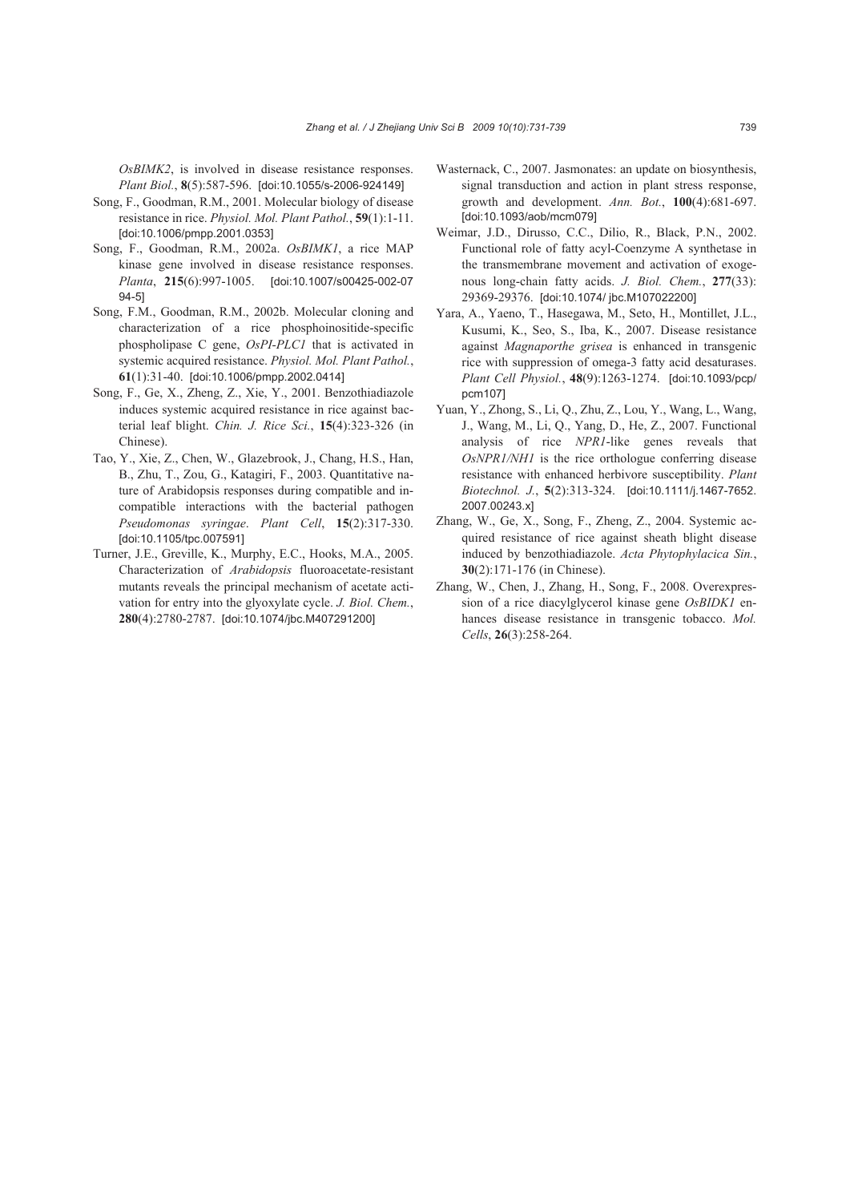*OsBIMK2*, is involved in disease resistance responses. *Plant Biol.*, **8**(5):587-596. [doi:10.1055/s-2006-924149]

Song, F., Goodman, R.M., 2001. Molecular biology of disease resistance in rice. *Physiol. Mol. Plant Pathol.*, **59**(1):1-11. [doi:10.1006/pmpp.2001.0353]

Song, F., Goodman, R.M., 2002a. *OsBIMK1*, a rice MAP kinase gene involved in disease resistance responses. *Planta*, **215**(6):997-1005. [doi:10.1007/s00425-002-0794-5]

Song, F.M., Goodman, R.M., 2002b. Molecular cloning and characterization of a rice phosphoinositide-specific phospholipase C gene, *OsPI-PLC1* that is activated in systemic acquired resistance. *Physiol. Mol. Plant Pathol.*, **61**(1):31-40. [doi:10.1006/pmpp.2002.0414]

Song, F., Ge, X., Zheng, Z., Xie, Y., 2001. Benzothiadiazole induces systemic acquired resistance in rice against bacterial leaf blight. *Chin. J. Rice Sci.*, **15**(4):323-326 (in Chinese).

Tao, Y., Xie, Z., Chen, W., Glazebrook, J., Chang, H.S., Han, B., Zhu, T., Zou, G., Katagiri, F., 2003. Quantitative nature of Arabidopsis responses during compatible and incompatible interactions with the bacterial pathogen *Pseudomonas syringae*. *Plant Cell*, **15**(2):317-330. [doi:10.1105/tpc.007591]

Turner, J.E., Greville, K., Murphy, E.C., Hooks, M.A., 2005. Characterization of *Arabidopsis* fluoroacetate-resistant mutants reveals the principal mechanism of acetate activation for entry into the glyoxylate cycle. *J. Biol. Chem.*, **280**(4):2780-2787. [doi:10.1074/jbc.M407291200]

Wasternack, C., 2007. Jasmonates: an update on biosynthesis, signal transduction and action in plant stress response, growth and development. *Ann. Bot.*, **100**(4):681-697. [doi:10.1093/aob/mcm079]

Weimar, J.D., Dirusso, C.C., Dilio, R., Black, P.N., 2002. Functional role of fatty acyl-Coenzyme A synthetase in the transmembrane movement and activation of exogenous long-chain fatty acids. *J. Biol. Chem.*, **277**(33): 29369-29376. [doi:10.1074/ jbc.M107022200]

Yara, A., Yaeno, T., Hasegawa, M., Seto, H., Montillet, J.L., Kusumi, K., Seo, S., Iba, K., 2007. Disease resistance against *Magnaporthe grisea* is enhanced in transgenic rice with suppression of omega-3 fatty acid desaturases. *Plant Cell Physiol.*, **48**(9):1263-1274. [doi:10.1093/pcp/pcm107]

Yuan, Y., Zhong, S., Li, Q., Zhu, Z., Lou, Y., Wang, L., Wang, J., Wang, M., Li, Q., Yang, D., He, Z., 2007. Functional analysis of rice *NPR1*-like genes reveals that *OsNPR1/NH1* is the rice orthologue conferring disease resistance with enhanced herbivore susceptibility. *Plant Biotechnol. J.*, **5**(2):313-324. [doi:10.1111/j.1467-7652.2007.00243.x]

Zhang, W., Ge, X., Song, F., Zheng, Z., 2004. Systemic acquired resistance of rice against sheath blight disease induced by benzothiadiazole. *Acta Phytophylacica Sin.*, **30**(2):171-176 (in Chinese).

Zhang, W., Chen, J., Zhang, H., Song, F., 2008. Overexpression of a rice diacylglycerol kinase gene *OsBIDK1* enhances disease resistance in transgenic tobacco. *Mol. Cells*, **26**(3):258-264.